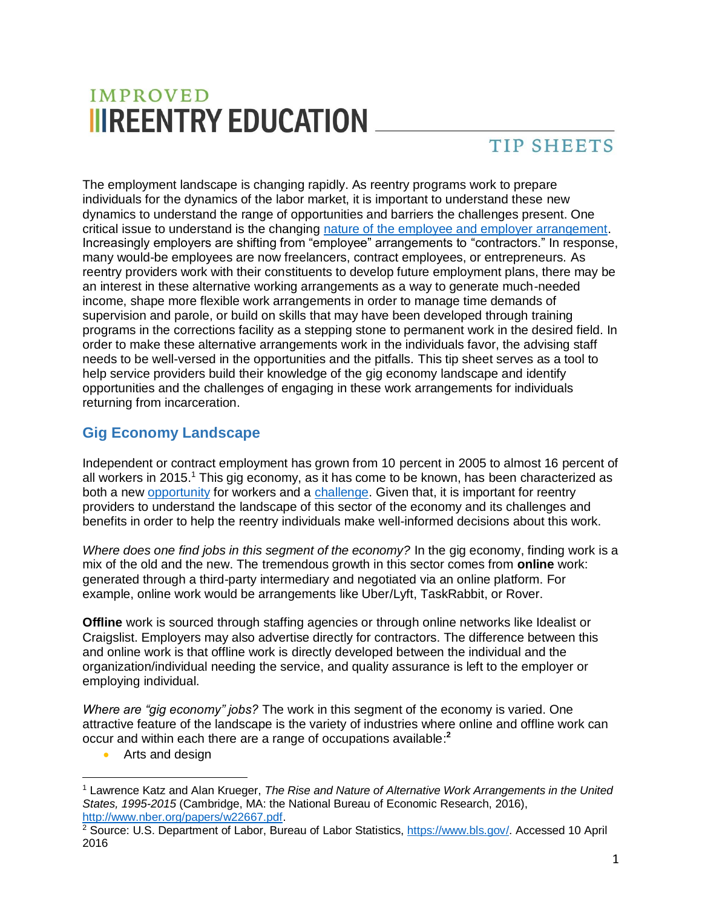# IMPROVED REENTRY EDUCATION

## TIP SHEETS

The employment landscape is changing rapidly. As reentry programs work to prepare individuals for the dynamics of the labor market, it is important to understand these new dynamics to understand the range of opportunities and barriers the challenges present. One critical issue to understand is the changing nature of the employee and employer arrangement. Increasingly employers are shifting from "employee" arrangements to "contractors." In response, many would-be employees are now freelancers, contract employees, or entrepreneurs. As reentry providers work with their constituents to develop future employment plans, there may be an interest in these alternative working arrangements as a way to generate much-needed income, shape more flexible work arrangements in order to manage time demands of supervision and parole, or build on skills that may have been developed through training programs in the corrections facility as a stepping stone to permanent work in the desired field. In order to make these alternative arrangements work in the individuals favor, the advising staff needs to be well-versed in the opportunities and the pitfalls. This tip sheet serves as a tool to help service providers build their knowledge of the gig economy landscape and identify opportunities and the challenges of engaging in these work arrangements for individuals returning from incarceration.

## Gig Economy Landscape

Independent or contract employment has grown from 10 percent in 2005 to almost 16 percent of all workers in 2015.[1] This gig economy, as it has come to be known, has been characterized as both a new opportunity for workers and a challenge. Given that, it is important for reentry providers to understand the landscape of this sector of the economy and its challenges and benefits in order to help the reentry individuals make well-informed decisions about this work.

*Where does one find jobs in this segment of the economy?* In the gig economy, finding work is a mix of the old and the new. The tremendous growth in this sector comes from **online** work: generated through a third-party intermediary and negotiated via an online platform. For example, online work would be arrangements like Uber/Lyft, TaskRabbit, or Rover.

**Offline** work is sourced through staffing agencies or through online networks like Idealist or Craigslist. Employers may also advertise directly for contractors. The difference between this and online work is that offline work is directly developed between the individual and the organization/individual needing the service, and quality assurance is left to the employer or employing individual.

*Where are "gig economy" jobs?* The work in this segment of the economy is varied. One attractive feature of the landscape is the variety of industries where online and offline work can occur and within each there are a range of occupations available:[2]

- Arts and design

---

[1] Lawrence Katz and Alan Krueger, *The Rise and Nature of Alternative Work Arrangements in the United States, 1995-2015* (Cambridge, MA: the National Bureau of Economic Research, 2016), http://www.nber.org/papers/w22667.pdf.

[2] Source: U.S. Department of Labor, Bureau of Labor Statistics, https://www.bls.gov/. Accessed 10 April 2016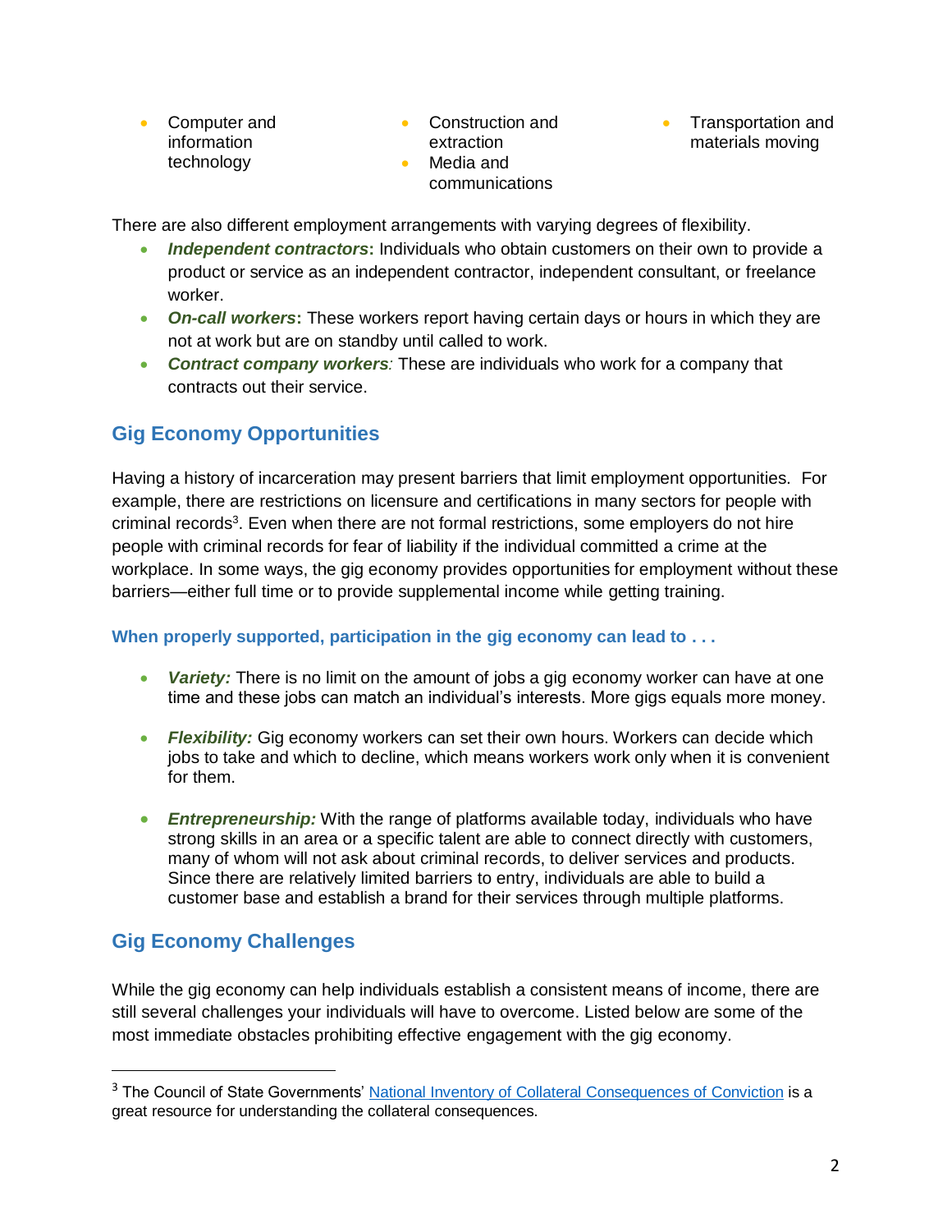- Computer and information technology
- Construction and extraction
- Media and communications
- Transportation and materials moving

There are also different employment arrangements with varying degrees of flexibility.

- ***Independent contractors*:** Individuals who obtain customers on their own to provide a product or service as an independent contractor, independent consultant, or freelance worker.
- ***On-call workers*:** These workers report having certain days or hours in which they are not at work but are on standby until called to work.
- ***Contract company workers:*** These are individuals who work for a company that contracts out their service.

## Gig Economy Opportunities

Having a history of incarceration may present barriers that limit employment opportunities. For example, there are restrictions on licensure and certifications in many sectors for people with criminal records[3]. Even when there are not formal restrictions, some employers do not hire people with criminal records for fear of liability if the individual committed a crime at the workplace. In some ways, the gig economy provides opportunities for employment without these barriers—either full time or to provide supplemental income while getting training.

### When properly supported, participation in the gig economy can lead to . . .

- ***Variety:*** There is no limit on the amount of jobs a gig economy worker can have at one time and these jobs can match an individual's interests. More gigs equals more money.
- ***Flexibility:*** Gig economy workers can set their own hours. Workers can decide which jobs to take and which to decline, which means workers work only when it is convenient for them.
- ***Entrepreneurship:*** With the range of platforms available today, individuals who have strong skills in an area or a specific talent are able to connect directly with customers, many of whom will not ask about criminal records, to deliver services and products. Since there are relatively limited barriers to entry, individuals are able to build a customer base and establish a brand for their services through multiple platforms.

## Gig Economy Challenges

While the gig economy can help individuals establish a consistent means of income, there are still several challenges your individuals will have to overcome. Listed below are some of the most immediate obstacles prohibiting effective engagement with the gig economy.

---

[3] The Council of State Governments' National Inventory of Collateral Consequences of Conviction is a great resource for understanding the collateral consequences.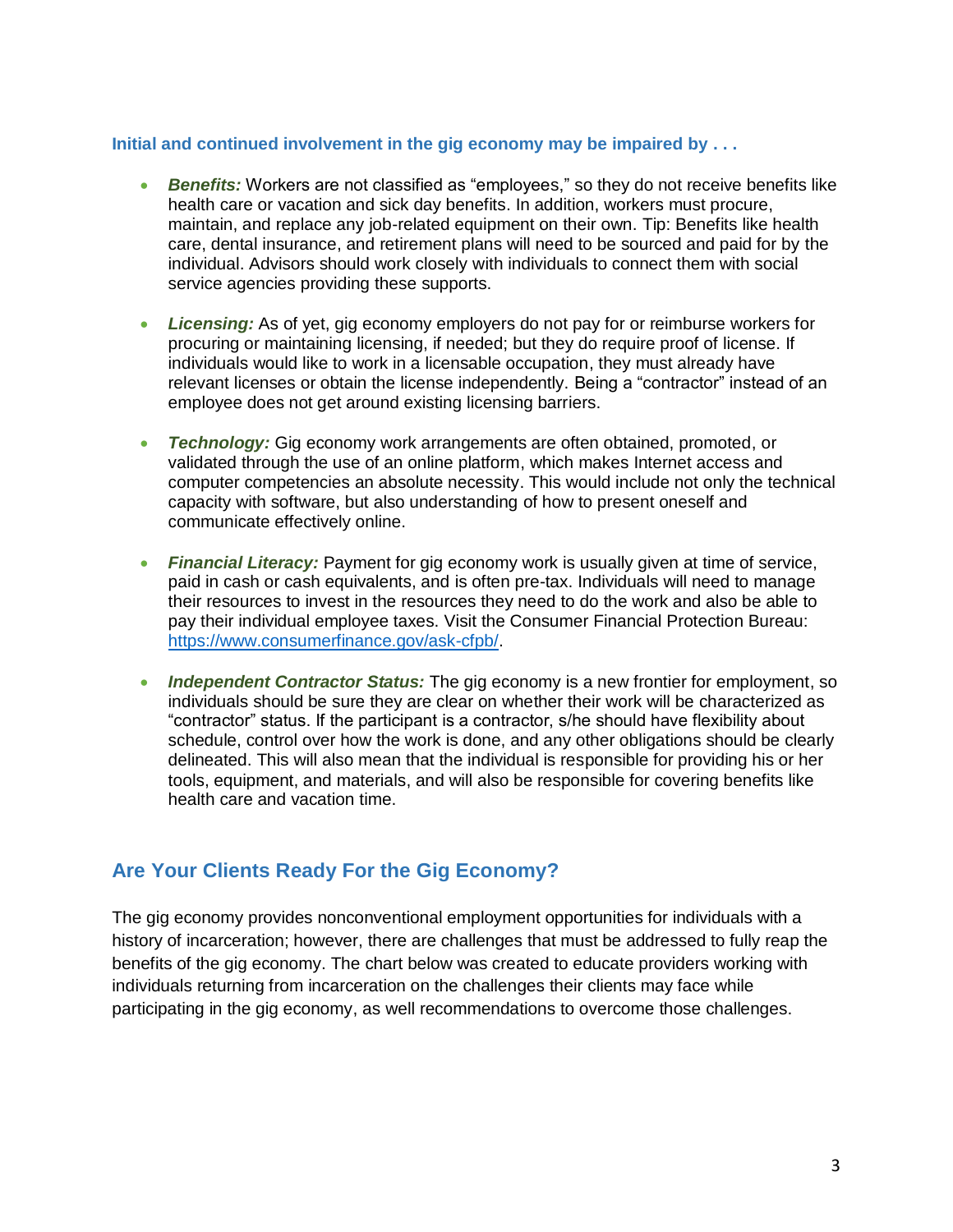**Initial and continued involvement in the gig economy may be impaired by . . .**

- ***Benefits:*** Workers are not classified as "employees," so they do not receive benefits like health care or vacation and sick day benefits. In addition, workers must procure, maintain, and replace any job-related equipment on their own. Tip: Benefits like health care, dental insurance, and retirement plans will need to be sourced and paid for by the individual. Advisors should work closely with individuals to connect them with social service agencies providing these supports.

- ***Licensing:*** As of yet, gig economy employers do not pay for or reimburse workers for procuring or maintaining licensing, if needed; but they do require proof of license. If individuals would like to work in a licensable occupation, they must already have relevant licenses or obtain the license independently. Being a "contractor" instead of an employee does not get around existing licensing barriers.

- ***Technology:*** Gig economy work arrangements are often obtained, promoted, or validated through the use of an online platform, which makes Internet access and computer competencies an absolute necessity. This would include not only the technical capacity with software, but also understanding of how to present oneself and communicate effectively online.

- ***Financial Literacy:*** Payment for gig economy work is usually given at time of service, paid in cash or cash equivalents, and is often pre-tax. Individuals will need to manage their resources to invest in the resources they need to do the work and also be able to pay their individual employee taxes. Visit the Consumer Financial Protection Bureau: [https://www.consumerfinance.gov/ask-cfpb/](https://www.consumerfinance.gov/ask-cfpb/).

- ***Independent Contractor Status:*** The gig economy is a new frontier for employment, so individuals should be sure they are clear on whether their work will be characterized as "contractor" status. If the participant is a contractor, s/he should have flexibility about schedule, control over how the work is done, and any other obligations should be clearly delineated. This will also mean that the individual is responsible for providing his or her tools, equipment, and materials, and will also be responsible for covering benefits like health care and vacation time.

## Are Your Clients Ready For the Gig Economy?

The gig economy provides nonconventional employment opportunities for individuals with a history of incarceration; however, there are challenges that must be addressed to fully reap the benefits of the gig economy. The chart below was created to educate providers working with individuals returning from incarceration on the challenges their clients may face while participating in the gig economy, as well recommendations to overcome those challenges.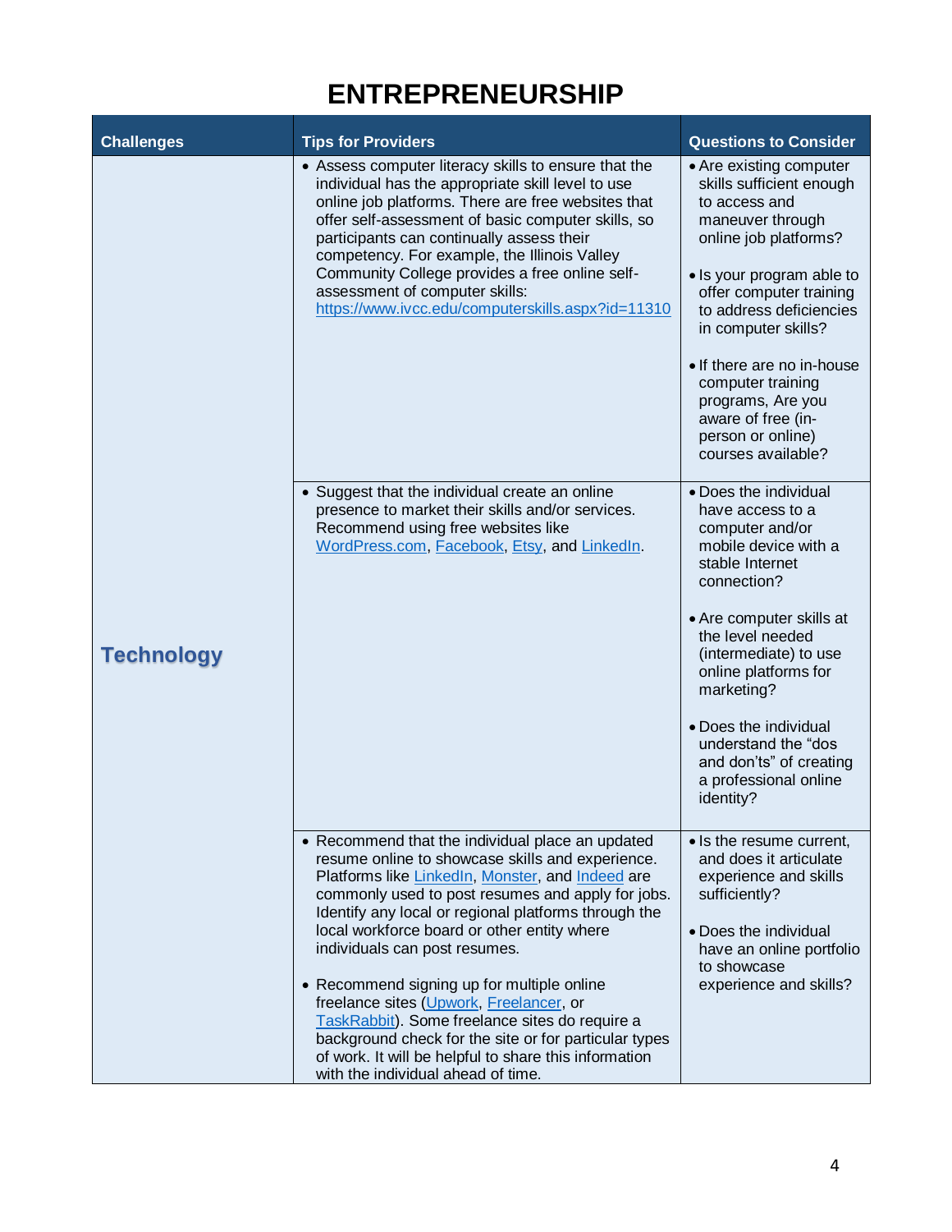# ENTREPRENEURSHIP

| Challenges | Tips for Providers | Questions to Consider |
|---|---|---|
| **Technology** | • Assess computer literacy skills to ensure that the individual has the appropriate skill level to use online job platforms. There are free websites that offer self-assessment of basic computer skills, so participants can continually assess their competency. For example, the Illinois Valley Community College provides a free online self-assessment of computer skills: https://www.ivcc.edu/computerskills.aspx?id=11310 | • Are existing computer skills sufficient enough to access and maneuver through online job platforms?<br><br>• Is your program able to offer computer training to address deficiencies in computer skills?<br><br>• If there are no in-house computer training programs, Are you aware of free (in-person or online) courses available? |
| | • Suggest that the individual create an online presence to market their skills and/or services. Recommend using free websites like WordPress.com, Facebook, Etsy, and LinkedIn. | • Does the individual have access to a computer and/or mobile device with a stable Internet connection?<br><br>• Are computer skills at the level needed (intermediate) to use online platforms for marketing?<br><br>• Does the individual understand the "dos and don'ts" of creating a professional online identity? |
| | • Recommend that the individual place an updated resume online to showcase skills and experience. Platforms like LinkedIn, Monster, and Indeed are commonly used to post resumes and apply for jobs. Identify any local or regional platforms through the local workforce board or other entity where individuals can post resumes.<br><br>• Recommend signing up for multiple online freelance sites (Upwork, Freelancer, or TaskRabbit). Some freelance sites do require a background check for the site or for particular types of work. It will be helpful to share this information with the individual ahead of time. | • Is the resume current, and does it articulate experience and skills sufficiently?<br><br>• Does the individual have an online portfolio to showcase experience and skills? |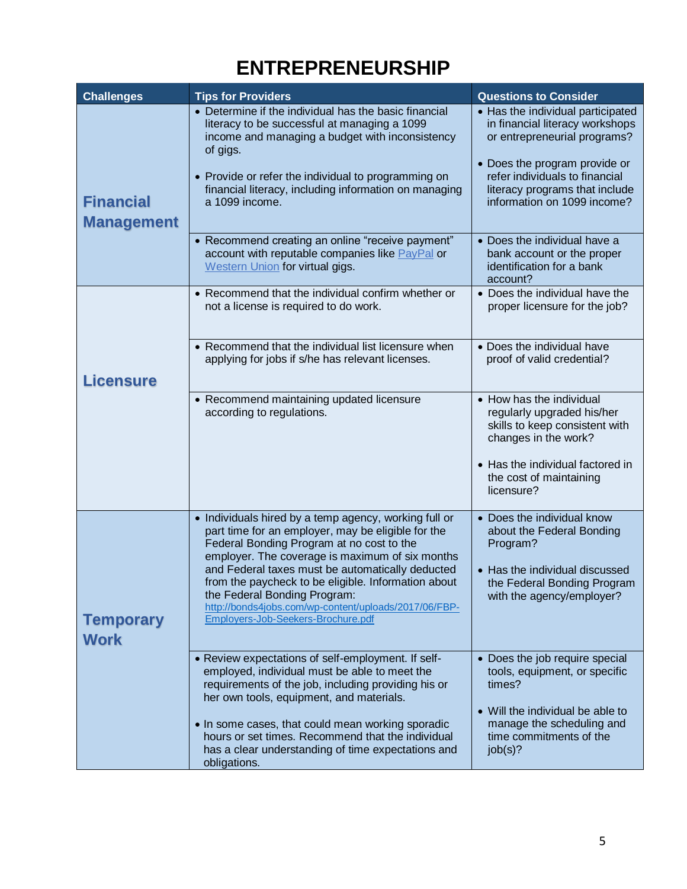# ENTREPRENEURSHIP

| Challenges | Tips for Providers | Questions to Consider |
|---|---|---|
| **Financial Management** | • Determine if the individual has the basic financial literacy to be successful at managing a 1099 income and managing a budget with inconsistency of gigs.<br><br>• Provide or refer the individual to programming on financial literacy, including information on managing a 1099 income. | • Has the individual participated in financial literacy workshops or entrepreneurial programs?<br><br>• Does the program provide or refer individuals to financial literacy programs that include information on 1099 income? |
| | • Recommend creating an online "receive payment" account with reputable companies like [PayPal]() or [Western Union]() for virtual gigs. | • Does the individual have a bank account or the proper identification for a bank account? |
| **Licensure** | • Recommend that the individual confirm whether or not a license is required to do work. | • Does the individual have the proper licensure for the job? |
| | • Recommend that the individual list licensure when applying for jobs if s/he has relevant licenses. | • Does the individual have proof of valid credential? |
| | • Recommend maintaining updated licensure according to regulations. | • How has the individual regularly upgraded his/her skills to keep consistent with changes in the work?<br><br>• Has the individual factored in the cost of maintaining licensure? |
| **Temporary Work** | • Individuals hired by a temp agency, working full or part time for an employer, may be eligible for the Federal Bonding Program at no cost to the employer. The coverage is maximum of six months and Federal taxes must be automatically deducted from the paycheck to be eligible. Information about the Federal Bonding Program: [http://bonds4jobs.com/wp-content/uploads/2017/06/FBP-Employers-Job-Seekers-Brochure.pdf](http://bonds4jobs.com/wp-content/uploads/2017/06/FBP-Employers-Job-Seekers-Brochure.pdf) | • Does the individual know about the Federal Bonding Program?<br><br>• Has the individual discussed the Federal Bonding Program with the agency/employer? |
| | • Review expectations of self-employment. If self-employed, individual must be able to meet the requirements of the job, including providing his or her own tools, equipment, and materials.<br><br>• In some cases, that could mean working sporadic hours or set times. Recommend that the individual has a clear understanding of time expectations and obligations. | • Does the job require special tools, equipment, or specific times?<br><br>• Will the individual be able to manage the scheduling and time commitments of the job(s)? |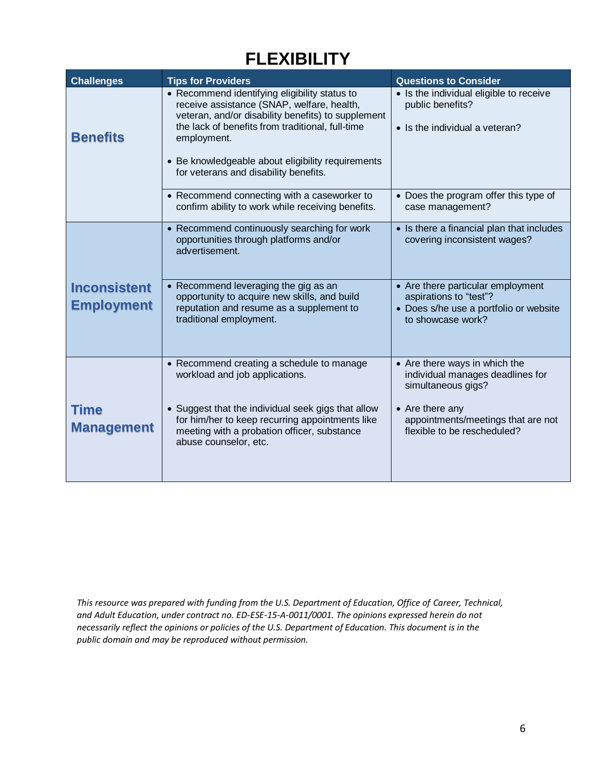# FLEXIBILITY

| Challenges | Tips for Providers | Questions to Consider |
| --- | --- | --- |
| **Benefits** | • Recommend identifying eligibility status to receive assistance (SNAP, welfare, health, veteran, and/or disability benefits) to supplement the lack of benefits from traditional, full-time employment.<br><br>• Be knowledgeable about eligibility requirements for veterans and disability benefits. | • Is the individual eligible to receive public benefits?<br><br>• Is the individual a veteran? |
| | • Recommend connecting with a caseworker to confirm ability to work while receiving benefits. | • Does the program offer this type of case management? |
| **Inconsistent Employment** | • Recommend continuously searching for work opportunities through platforms and/or advertisement. | • Is there a financial plan that includes covering inconsistent wages? |
| | • Recommend leveraging the gig as an opportunity to acquire new skills, and build reputation and resume as a supplement to traditional employment. | • Are there particular employment aspirations to "test"?<br>• Does s/he use a portfolio or website to showcase work? |
| **Time Management** | • Recommend creating a schedule to manage workload and job applications.<br><br>• Suggest that the individual seek gigs that allow for him/her to keep recurring appointments like meeting with a probation officer, substance abuse counselor, etc. | • Are there ways in which the individual manages deadlines for simultaneous gigs?<br><br>• Are there any appointments/meetings that are not flexible to be rescheduled? |

*This resource was prepared with funding from the U.S. Department of Education, Office of Career, Technical, and Adult Education, under contract no. ED-ESE-15-A-0011/0001. The opinions expressed herein do not necessarily reflect the opinions or policies of the U.S. Department of Education. This document is in the public domain and may be reproduced without permission.*